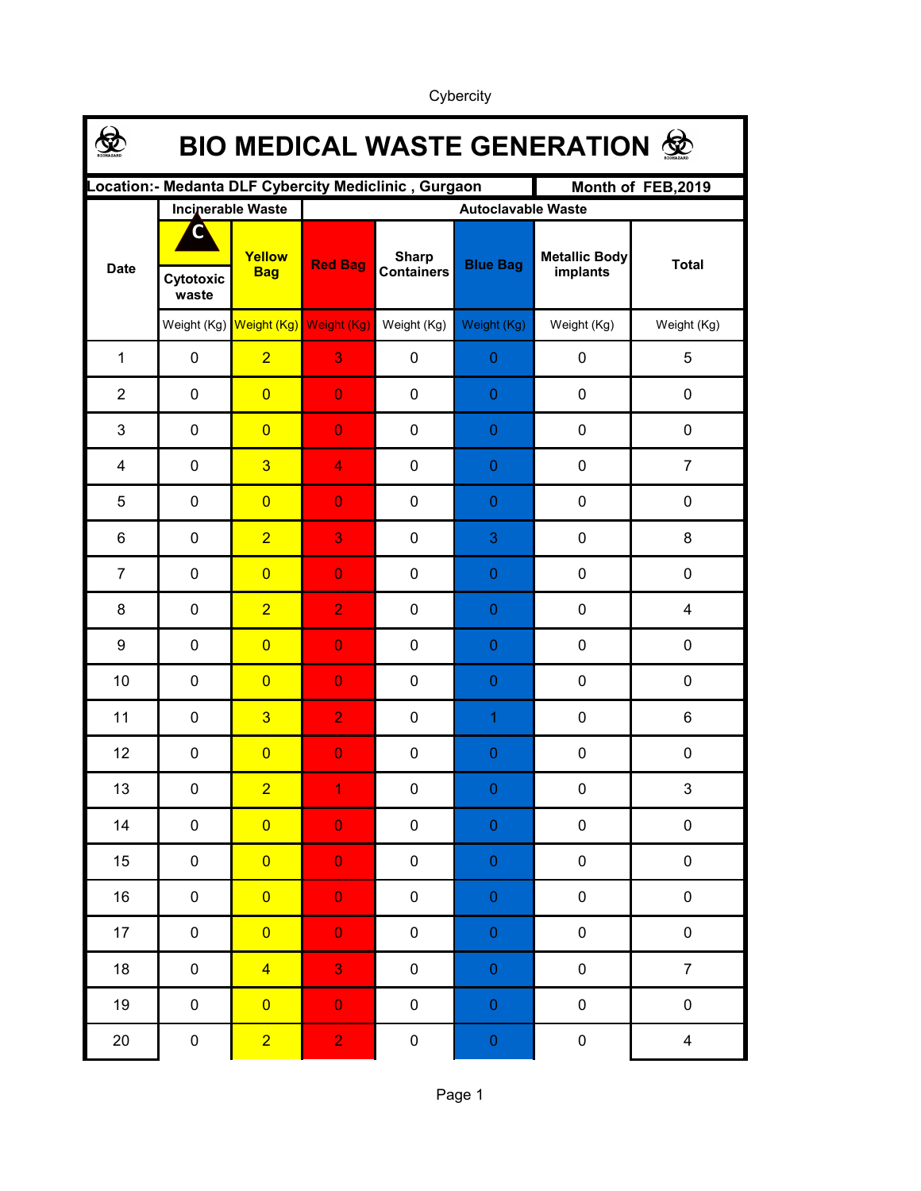Cybercity

# BIO MEDICAL WASTE GENERATION

| Location:- Medanta DLF Cybercity Mediclinic , Gurgaon | | | | | | | Month of FEB,2019 |
|---|---|---|---|---|---|---|---|
| Date | Incinerable Waste | | Autoclavable Waste | | | | |
| | Cytotoxic waste | Yellow Bag | Red Bag | Sharp Containers | Blue Bag | Metallic Body implants | Total |
| | Weight (Kg) | Weight (Kg) | Weight (Kg) | Weight (Kg) | Weight (Kg) | Weight (Kg) | Weight (Kg) |
| 1 | 0 | 2 | 3 | 0 | 0 | 0 | 5 |
| 2 | 0 | 0 | 0 | 0 | 0 | 0 | 0 |
| 3 | 0 | 0 | 0 | 0 | 0 | 0 | 0 |
| 4 | 0 | 3 | 4 | 0 | 0 | 0 | 7 |
| 5 | 0 | 0 | 0 | 0 | 0 | 0 | 0 |
| 6 | 0 | 2 | 3 | 0 | 3 | 0 | 8 |
| 7 | 0 | 0 | 0 | 0 | 0 | 0 | 0 |
| 8 | 0 | 2 | 2 | 0 | 0 | 0 | 4 |
| 9 | 0 | 0 | 0 | 0 | 0 | 0 | 0 |
| 10 | 0 | 0 | 0 | 0 | 0 | 0 | 0 |
| 11 | 0 | 3 | 2 | 0 | 1 | 0 | 6 |
| 12 | 0 | 0 | 0 | 0 | 0 | 0 | 0 |
| 13 | 0 | 2 | 1 | 0 | 0 | 0 | 3 |
| 14 | 0 | 0 | 0 | 0 | 0 | 0 | 0 |
| 15 | 0 | 0 | 0 | 0 | 0 | 0 | 0 |
| 16 | 0 | 0 | 0 | 0 | 0 | 0 | 0 |
| 17 | 0 | 0 | 0 | 0 | 0 | 0 | 0 |
| 18 | 0 | 4 | 3 | 0 | 0 | 0 | 7 |
| 19 | 0 | 0 | 0 | 0 | 0 | 0 | 0 |
| 20 | 0 | 2 | 2 | 0 | 0 | 0 | 4 |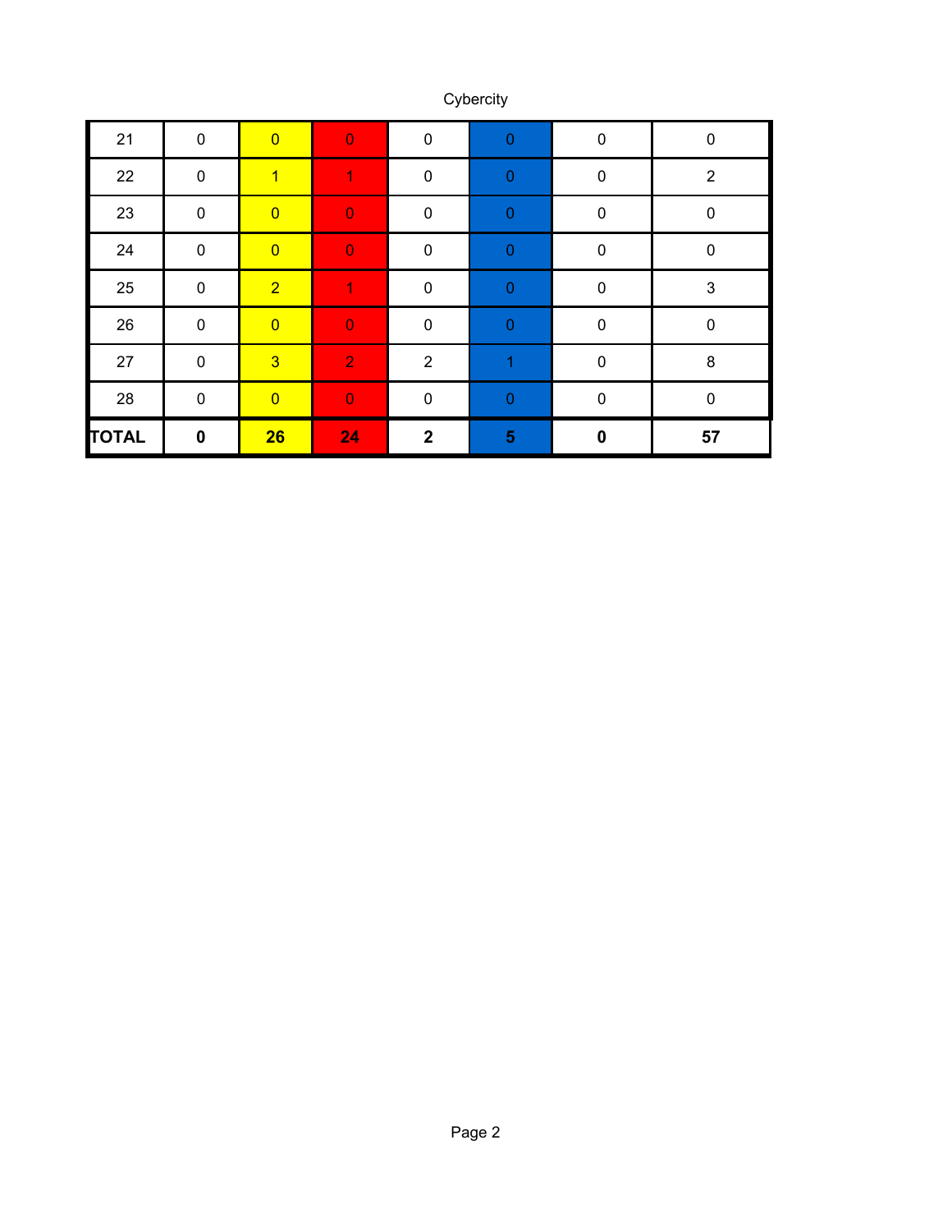Cybercity

| | | | | | | | |
|---|---|---|---|---|---|---|---|
| 21 | 0 | 0 | 0 | 0 | 0 | 0 | 0 |
| 22 | 0 | 1 | 1 | 0 | 0 | 0 | 2 |
| 23 | 0 | 0 | 0 | 0 | 0 | 0 | 0 |
| 24 | 0 | 0 | 0 | 0 | 0 | 0 | 0 |
| 25 | 0 | 2 | 1 | 0 | 0 | 0 | 3 |
| 26 | 0 | 0 | 0 | 0 | 0 | 0 | 0 |
| 27 | 0 | 3 | 2 | 2 | 1 | 0 | 8 |
| 28 | 0 | 0 | 0 | 0 | 0 | 0 | 0 |
| **TOTAL** | **0** | **26** | **24** | **2** | **5** | **0** | **57** |